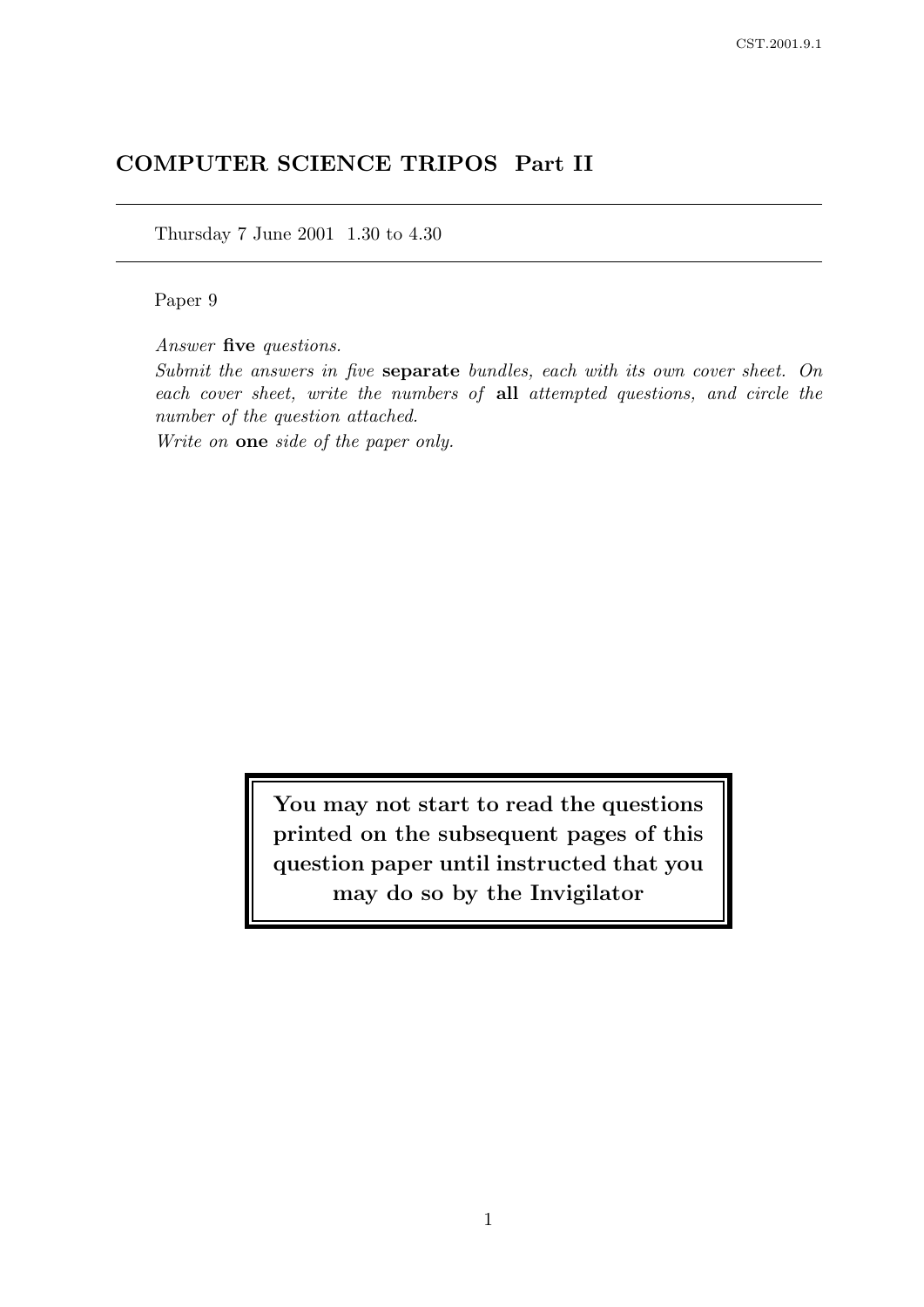# COMPUTER SCIENCE TRIPOS Part II

Thursday 7 June 2001 1.30 to 4.30

Paper 9

*Answer* **five** *questions.*

*Submit the answers in five* **separate** *bundles, each with its own cover sheet. On each cover sheet, write the numbers of* **all** *attempted questions, and circle the number of the question attached.*

*Write on* **one** *side of the paper only.*

**You may not start to read the questions printed on the subsequent pages of this question paper until instructed that you may do so by the Invigilator**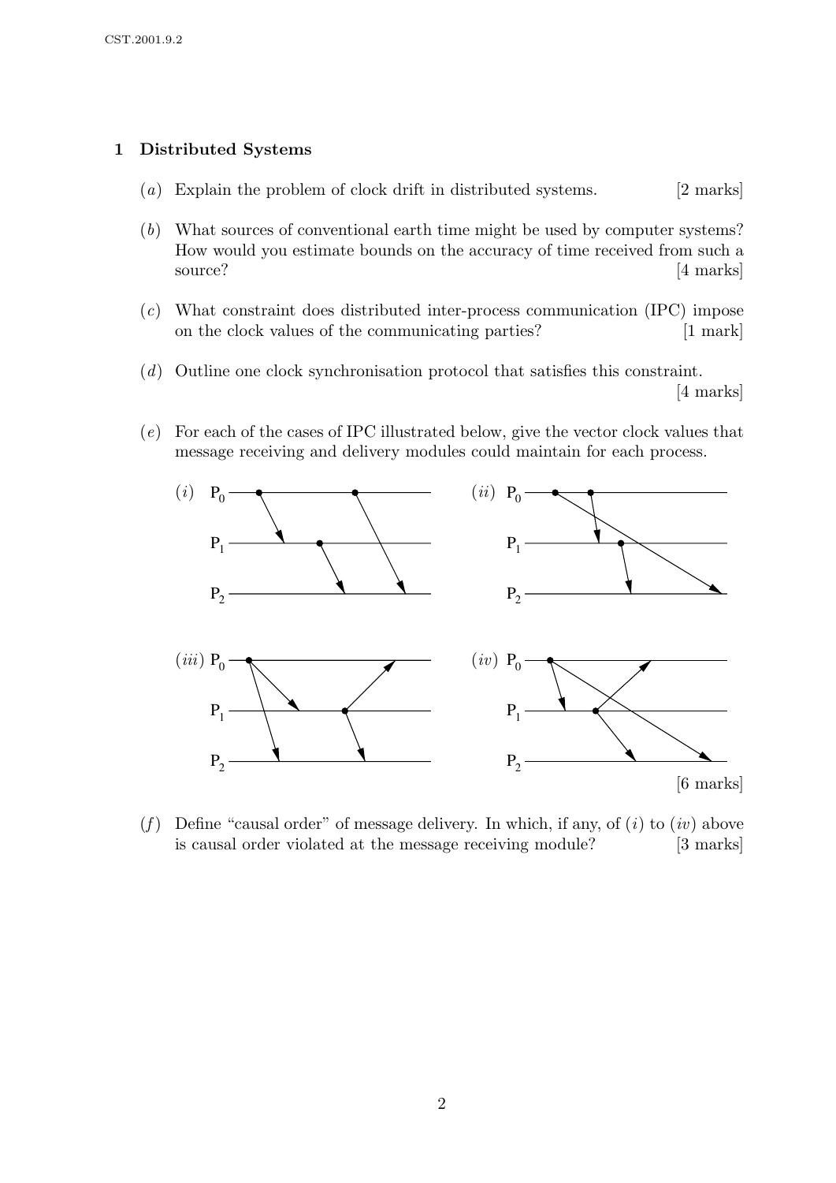## 1 Distributed Systems

(*a*) Explain the problem of clock drift in distributed systems. [2 marks]

(*b*) What sources of conventional earth time might be used by computer systems? How would you estimate bounds on the accuracy of time received from such a source? [4 marks]

(*c*) What constraint does distributed inter-process communication (IPC) impose on the clock values of the communicating parties? [1 mark]

(*d*) Outline one clock synchronisation protocol that satisfies this constraint. [4 marks]

(*e*) For each of the cases of IPC illustrated below, give the vector clock values that message receiving and delivery modules could maintain for each process.

(*i*) $P_0$, $P_1$, $P_2$

(*ii*) $P_0$, $P_1$, $P_2$

(*iii*) $P_0$, $P_1$, $P_2$

(*iv*) $P_0$, $P_1$, $P_2$

[6 marks]

(*f*) Define "causal order" of message delivery. In which, if any, of (*i*) to (*iv*) above is causal order violated at the message receiving module? [3 marks]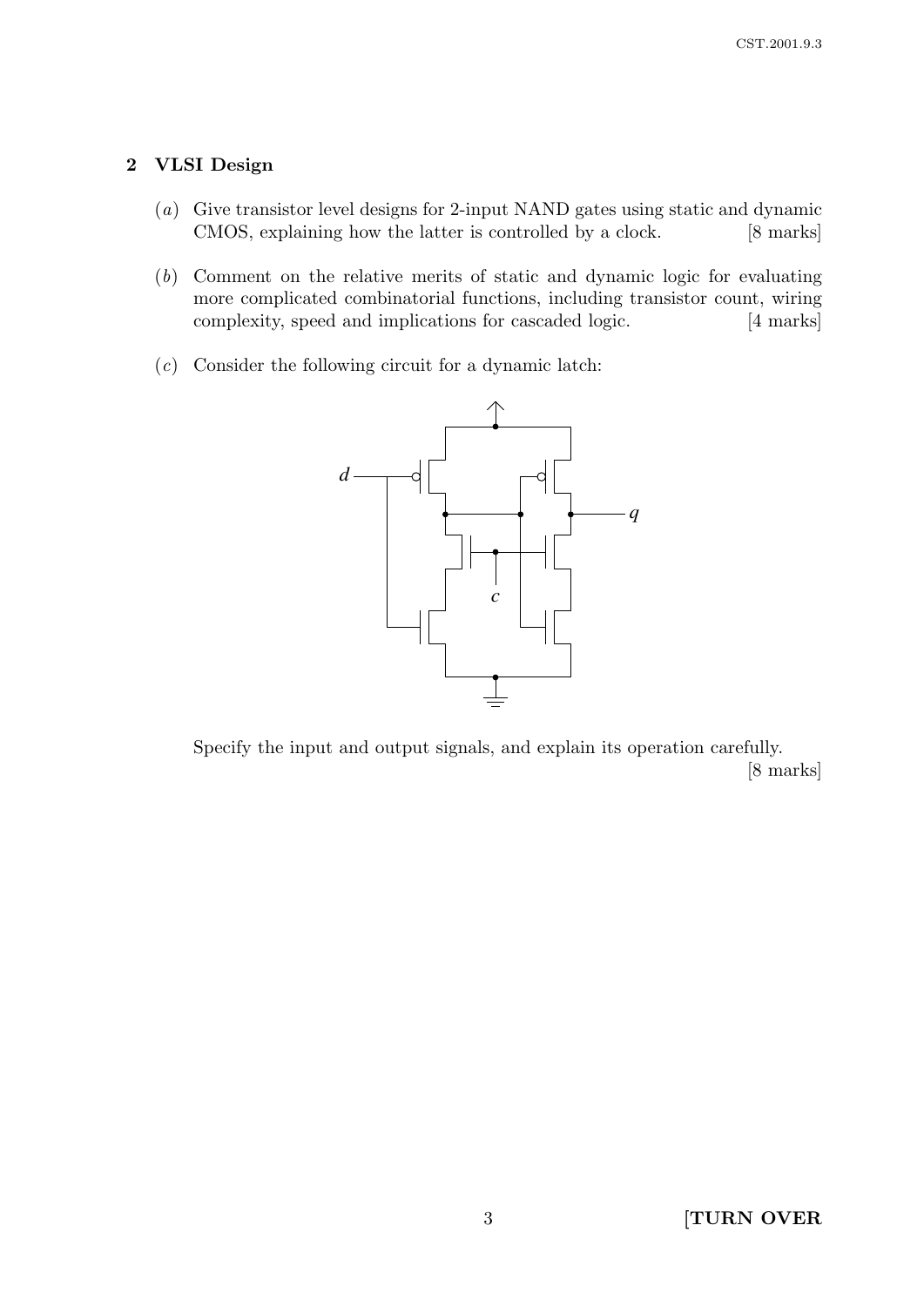## 2 VLSI Design

(*a*) Give transistor level designs for 2-input NAND gates using static and dynamic CMOS, explaining how the latter is controlled by a clock. [8 marks]

(*b*) Comment on the relative merits of static and dynamic logic for evaluating more complicated combinatorial functions, including transistor count, wiring complexity, speed and implications for cascaded logic. [4 marks]

(*c*) Consider the following circuit for a dynamic latch:

Specify the input and output signals, and explain its operation carefully. [8 marks]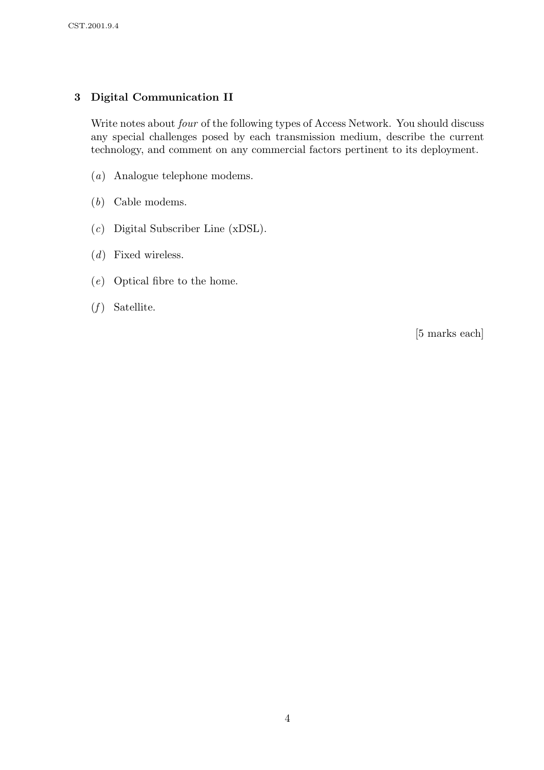## 3 Digital Communication II

Write notes about *four* of the following types of Access Network. You should discuss any special challenges posed by each transmission medium, describe the current technology, and comment on any commercial factors pertinent to its deployment.

(*a*) Analogue telephone modems.

(*b*) Cable modems.

(*c*) Digital Subscriber Line (xDSL).

(*d*) Fixed wireless.

(*e*) Optical fibre to the home.

(*f*) Satellite.

[5 marks each]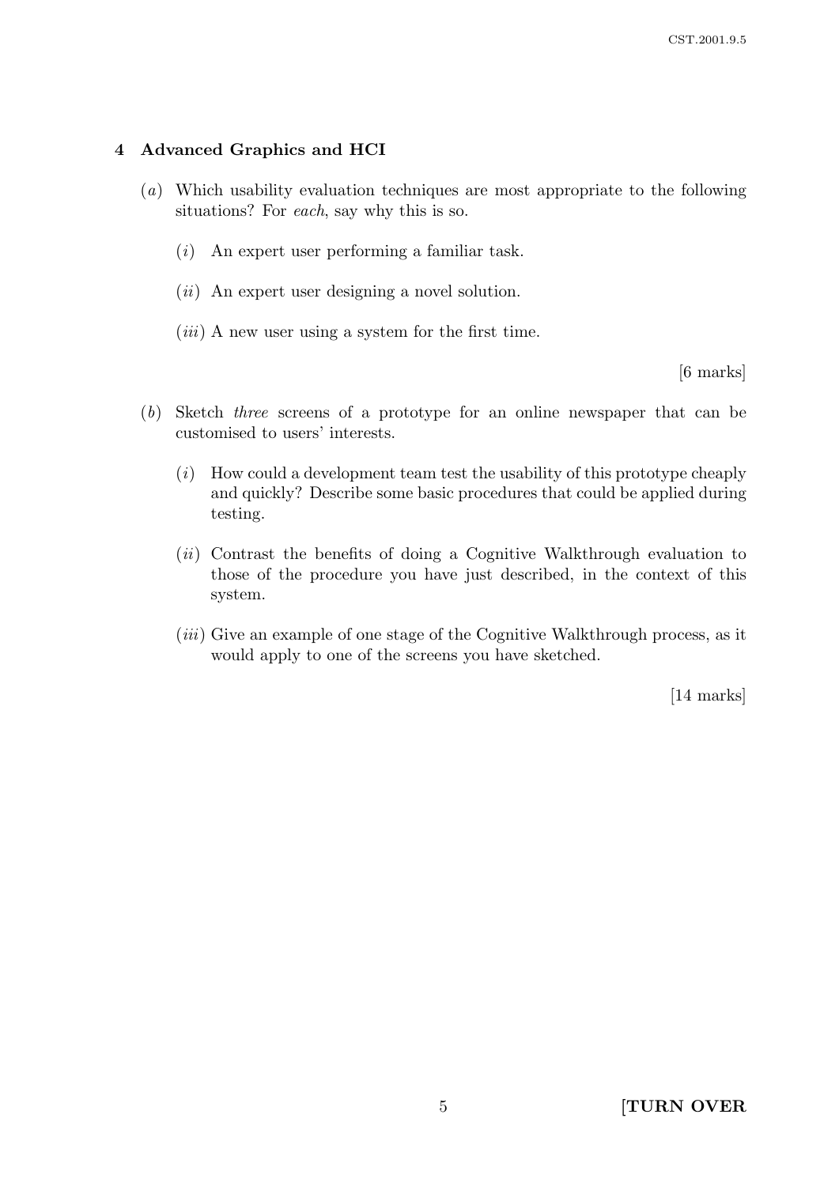## 4 Advanced Graphics and HCI

(*a*) Which usability evaluation techniques are most appropriate to the following situations? For *each*, say why this is so.

(*i*) An expert user performing a familiar task.

(*ii*) An expert user designing a novel solution.

(*iii*) A new user using a system for the first time.

[6 marks]

(*b*) Sketch *three* screens of a prototype for an online newspaper that can be customised to users' interests.

(*i*) How could a development team test the usability of this prototype cheaply and quickly? Describe some basic procedures that could be applied during testing.

(*ii*) Contrast the benefits of doing a Cognitive Walkthrough evaluation to those of the procedure you have just described, in the context of this system.

(*iii*) Give an example of one stage of the Cognitive Walkthrough process, as it would apply to one of the screens you have sketched.

[14 marks]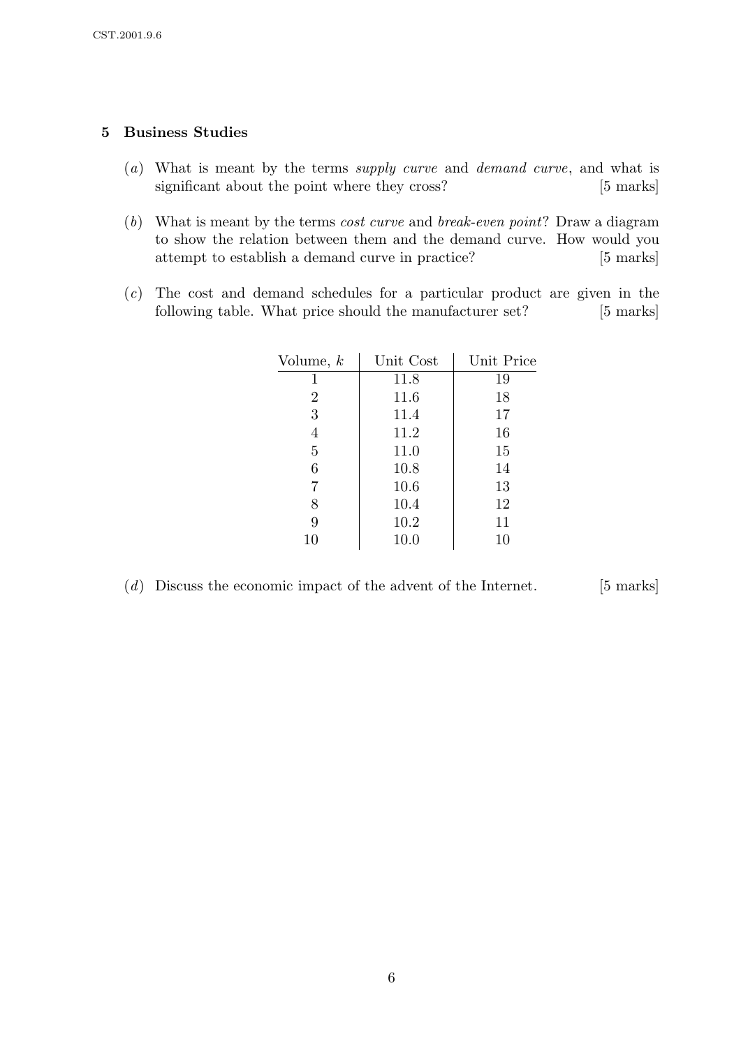## 5 Business Studies

(*a*) What is meant by the terms *supply curve* and *demand curve*, and what is significant about the point where they cross? [5 marks]

(*b*) What is meant by the terms *cost curve* and *break-even point*? Draw a diagram to show the relation between them and the demand curve. How would you attempt to establish a demand curve in practice? [5 marks]

(*c*) The cost and demand schedules for a particular product are given in the following table. What price should the manufacturer set? [5 marks]

| Volume, $k$ | Unit Cost | Unit Price |
|---|---|---|
| 1 | 11.8 | 19 |
| 2 | 11.6 | 18 |
| 3 | 11.4 | 17 |
| 4 | 11.2 | 16 |
| 5 | 11.0 | 15 |
| 6 | 10.8 | 14 |
| 7 | 10.6 | 13 |
| 8 | 10.4 | 12 |
| 9 | 10.2 | 11 |
| 10 | 10.0 | 10 |

(*d*) Discuss the economic impact of the advent of the Internet. [5 marks]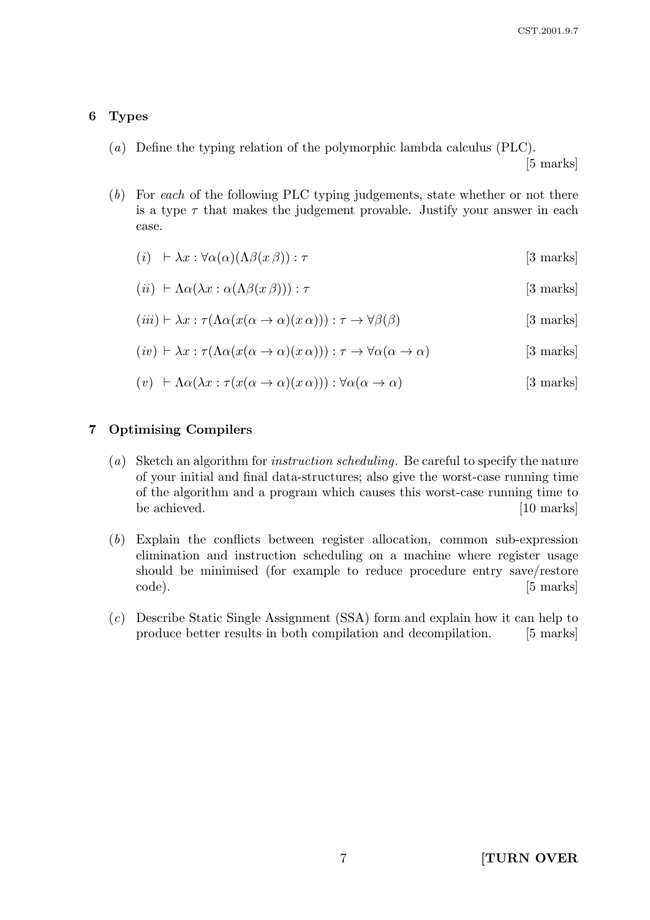## 6 Types

(*a*) Define the typing relation of the polymorphic lambda calculus (PLC). [5 marks]

(*b*) For *each* of the following PLC typing judgements, state whether or not there is a type $\tau$ that makes the judgement provable. Justify your answer in each case.

(*i*) $\vdash \lambda x : \forall\alpha(\alpha)(\Lambda\beta(x\,\beta)) : \tau$ [3 marks]

(*ii*) $\vdash \Lambda\alpha(\lambda x : \alpha(\Lambda\beta(x\,\beta))) : \tau$ [3 marks]

(*iii*) $\vdash \lambda x : \tau(\Lambda\alpha(x(\alpha \to \alpha)(x\,\alpha))) : \tau \to \forall\beta(\beta)$ [3 marks]

(*iv*) $\vdash \lambda x : \tau(\Lambda\alpha(x(\alpha \to \alpha)(x\,\alpha))) : \tau \to \forall\alpha(\alpha \to \alpha)$ [3 marks]

(*v*) $\vdash \Lambda\alpha(\lambda x : \tau(x(\alpha \to \alpha)(x\,\alpha))) : \forall\alpha(\alpha \to \alpha)$ [3 marks]

## 7 Optimising Compilers

(*a*) Sketch an algorithm for *instruction scheduling*. Be careful to specify the nature of your initial and final data-structures; also give the worst-case running time of the algorithm and a program which causes this worst-case running time to be achieved. [10 marks]

(*b*) Explain the conflicts between register allocation, common sub-expression elimination and instruction scheduling on a machine where register usage should be minimised (for example to reduce procedure entry save/restore code). [5 marks]

(*c*) Describe Static Single Assignment (SSA) form and explain how it can help to produce better results in both compilation and decompilation. [5 marks]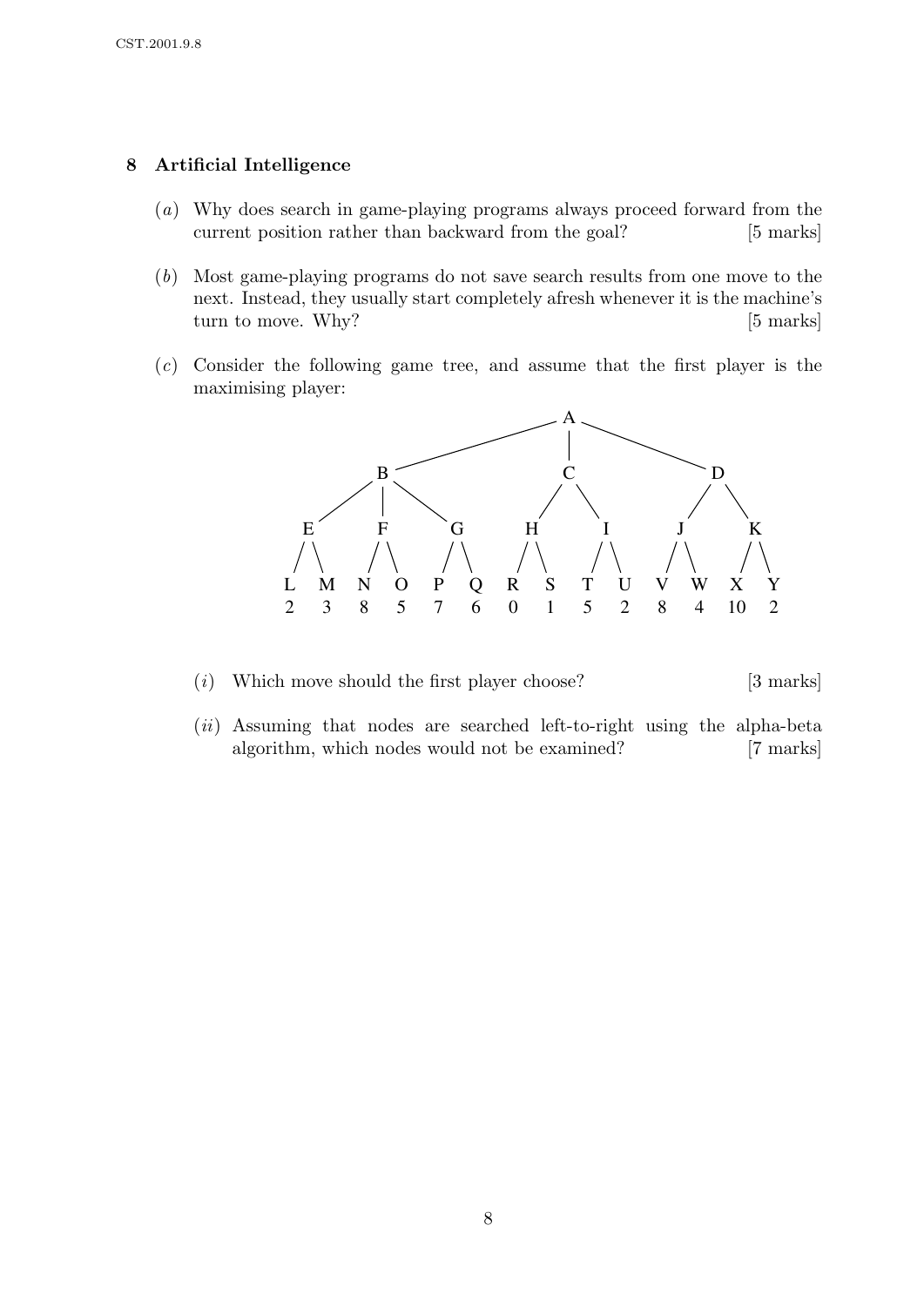## 8 Artificial Intelligence

(*a*) Why does search in game-playing programs always proceed forward from the current position rather than backward from the goal? [5 marks]

(*b*) Most game-playing programs do not save search results from one move to the next. Instead, they usually start completely afresh whenever it is the machine's turn to move. Why? [5 marks]

(*c*) Consider the following game tree, and assume that the first player is the maximising player:

```
                              A
              /               |               \
             B                C                D
          /  |  \           /   \            /   \
         E   F   G         H     I          J     K
        / \ / \ / \       / \   / \        / \   / \
       L  M N  O P  Q     R  S  T  U      V  W   X  Y
       2  3 8  5 7  6     0  1  5  2      8  4  10  2
```

(*i*) Which move should the first player choose? [3 marks]

(*ii*) Assuming that nodes are searched left-to-right using the alpha-beta algorithm, which nodes would not be examined? [7 marks]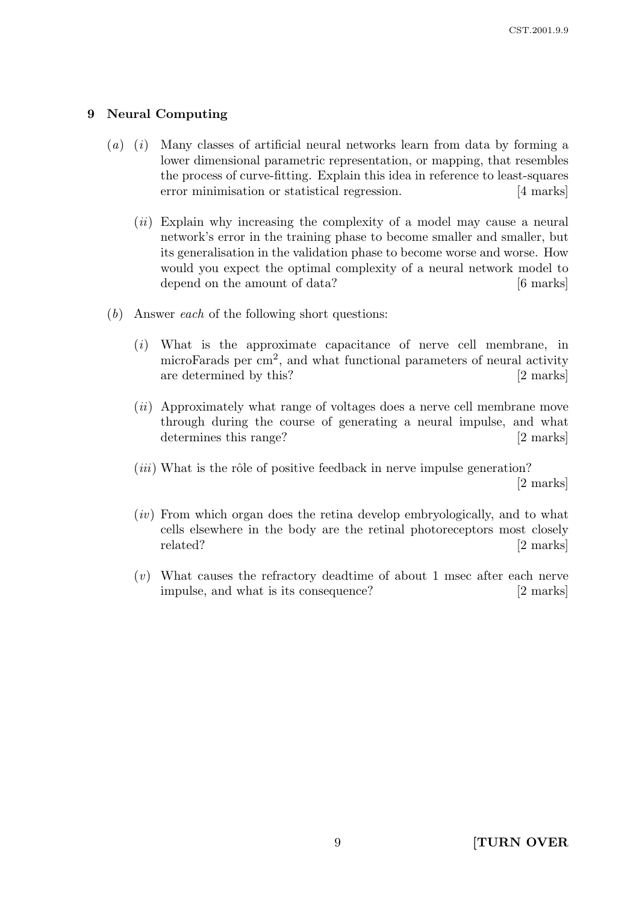## 9 Neural Computing

(*a*) (*i*) Many classes of artificial neural networks learn from data by forming a lower dimensional parametric representation, or mapping, that resembles the process of curve-fitting. Explain this idea in reference to least-squares error minimisation or statistical regression. [4 marks]

(*ii*) Explain why increasing the complexity of a model may cause a neural network's error in the training phase to become smaller and smaller, but its generalisation in the validation phase to become worse and worse. How would you expect the optimal complexity of a neural network model to depend on the amount of data? [6 marks]

(*b*) Answer *each* of the following short questions:

(*i*) What is the approximate capacitance of nerve cell membrane, in microFarads per $cm^2$, and what functional parameters of neural activity are determined by this? [2 marks]

(*ii*) Approximately what range of voltages does a nerve cell membrane move through during the course of generating a neural impulse, and what determines this range? [2 marks]

(*iii*) What is the rôle of positive feedback in nerve impulse generation? [2 marks]

(*iv*) From which organ does the retina develop embryologically, and to what cells elsewhere in the body are the retinal photoreceptors most closely related? [2 marks]

(*v*) What causes the refractory deadtime of about 1 msec after each nerve impulse, and what is its consequence? [2 marks]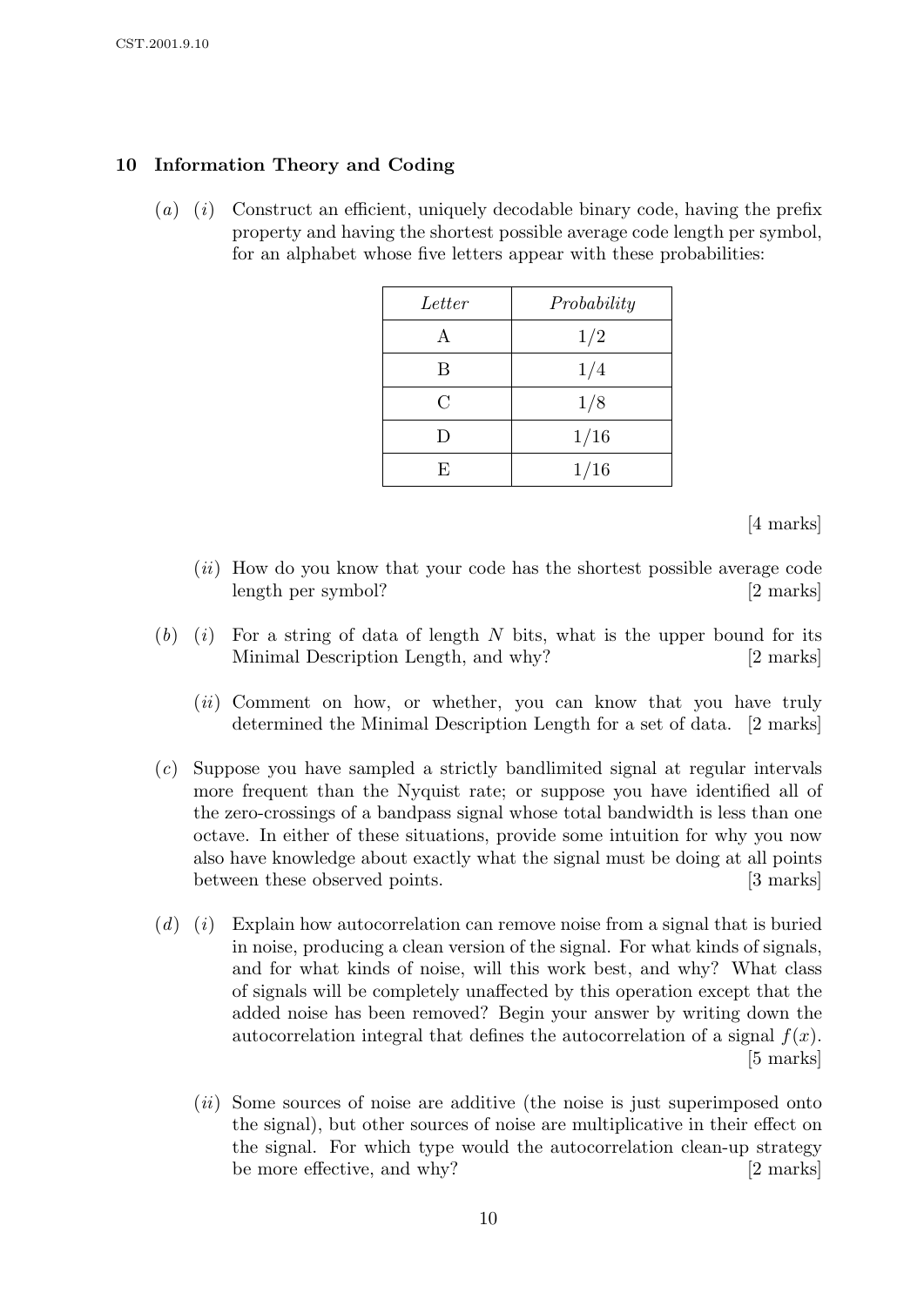## 10 Information Theory and Coding

(*a*) (*i*) Construct an efficient, uniquely decodable binary code, having the prefix property and having the shortest possible average code length per symbol, for an alphabet whose five letters appear with these probabilities:

| *Letter* | *Probability* |
|---|---|
| A | 1/2 |
| B | 1/4 |
| C | 1/8 |
| D | 1/16 |
| E | 1/16 |

[4 marks]

(*ii*) How do you know that your code has the shortest possible average code length per symbol? [2 marks]

(*b*) (*i*) For a string of data of length $N$ bits, what is the upper bound for its Minimal Description Length, and why? [2 marks]

(*ii*) Comment on how, or whether, you can know that you have truly determined the Minimal Description Length for a set of data. [2 marks]

(*c*) Suppose you have sampled a strictly bandlimited signal at regular intervals more frequent than the Nyquist rate; or suppose you have identified all of the zero-crossings of a bandpass signal whose total bandwidth is less than one octave. In either of these situations, provide some intuition for why you now also have knowledge about exactly what the signal must be doing at all points between these observed points. [3 marks]

(*d*) (*i*) Explain how autocorrelation can remove noise from a signal that is buried in noise, producing a clean version of the signal. For what kinds of signals, and for what kinds of noise, will this work best, and why? What class of signals will be completely unaffected by this operation except that the added noise has been removed? Begin your answer by writing down the autocorrelation integral that defines the autocorrelation of a signal $f(x)$. [5 marks]

(*ii*) Some sources of noise are additive (the noise is just superimposed onto the signal), but other sources of noise are multiplicative in their effect on the signal. For which type would the autocorrelation clean-up strategy be more effective, and why? [2 marks]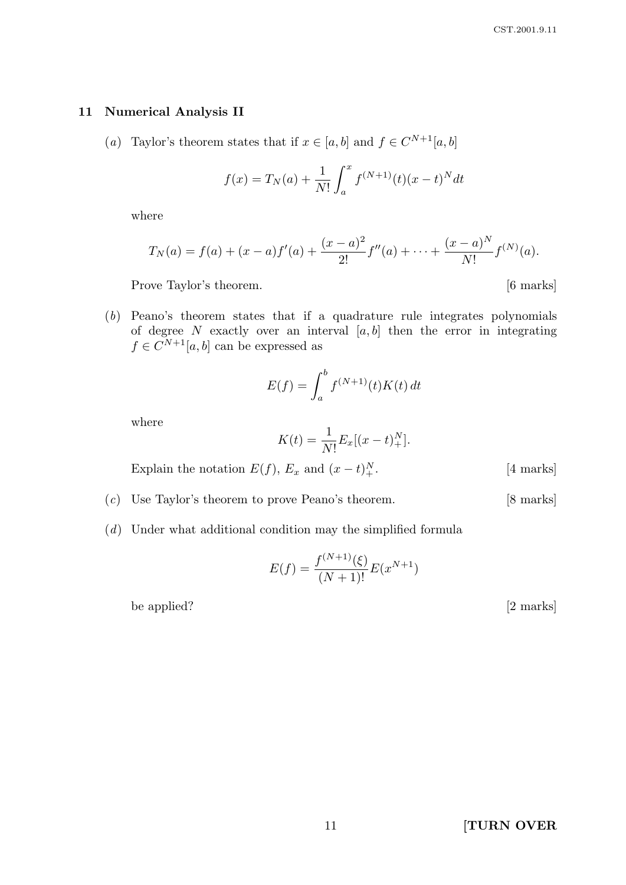## 11 Numerical Analysis II

(*a*) Taylor's theorem states that if $x \in [a, b]$ and $f \in C^{N+1}[a, b]$

$$f(x) = T_N(a) + \frac{1}{N!}\int_a^x f^{(N+1)}(t)(x-t)^N dt$$

where

$$T_N(a) = f(a) + (x-a)f'(a) + \frac{(x-a)^2}{2!}f''(a) + \cdots + \frac{(x-a)^N}{N!}f^{(N)}(a).$$

Prove Taylor's theorem. [6 marks]

(*b*) Peano's theorem states that if a quadrature rule integrates polynomials of degree $N$ exactly over an interval $[a, b]$ then the error in integrating $f \in C^{N+1}[a, b]$ can be expressed as

$$E(f) = \int_a^b f^{(N+1)}(t)K(t)\,dt$$

where

$$K(t) = \frac{1}{N!}E_x[(x-t)_+^N].$$

Explain the notation $E(f)$, $E_x$ and $(x-t)_+^N$. [4 marks]

(*c*) Use Taylor's theorem to prove Peano's theorem. [8 marks]

(*d*) Under what additional condition may the simplified formula

$$E(f) = \frac{f^{(N+1)}(\xi)}{(N+1)!}E(x^{N+1})$$

be applied? [2 marks]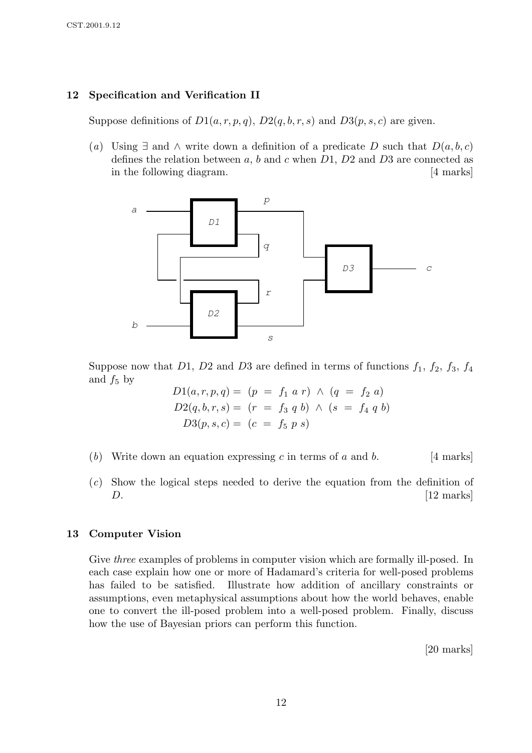## 12 Specification and Verification II

Suppose definitions of $D1(a, r, p, q)$, $D2(q, b, r, s)$ and $D3(p, s, c)$ are given.

(*a*) Using $\exists$ and $\wedge$ write down a definition of a predicate $D$ such that $D(a, b, c)$ defines the relation between $a$, $b$ and $c$ when $D1$, $D2$ and $D3$ are connected as in the following diagram. [4 marks]

Suppose now that $D1$, $D2$ and $D3$ are defined in terms of functions $f_1$, $f_2$, $f_3$, $f_4$ and $f_5$ by

$$
\begin{aligned}
D1(a, r, p, q) &= (p \ = \ f_1 \ a \ r) \ \wedge \ (q \ = \ f_2 \ a) \\
D2(q, b, r, s) &= (r \ = \ f_3 \ q \ b) \ \wedge \ (s \ = \ f_4 \ q \ b) \\
D3(p, s, c) &= (c \ = \ f_5 \ p \ s)
\end{aligned}
$$

(*b*) Write down an equation expressing $c$ in terms of $a$ and $b$. [4 marks]

(*c*) Show the logical steps needed to derive the equation from the definition of $D$. [12 marks]

## 13 Computer Vision

Give *three* examples of problems in computer vision which are formally ill-posed. In each case explain how one or more of Hadamard's criteria for well-posed problems has failed to be satisfied. Illustrate how addition of ancillary constraints or assumptions, even metaphysical assumptions about how the world behaves, enable one to convert the ill-posed problem into a well-posed problem. Finally, discuss how the use of Bayesian priors can perform this function.

[20 marks]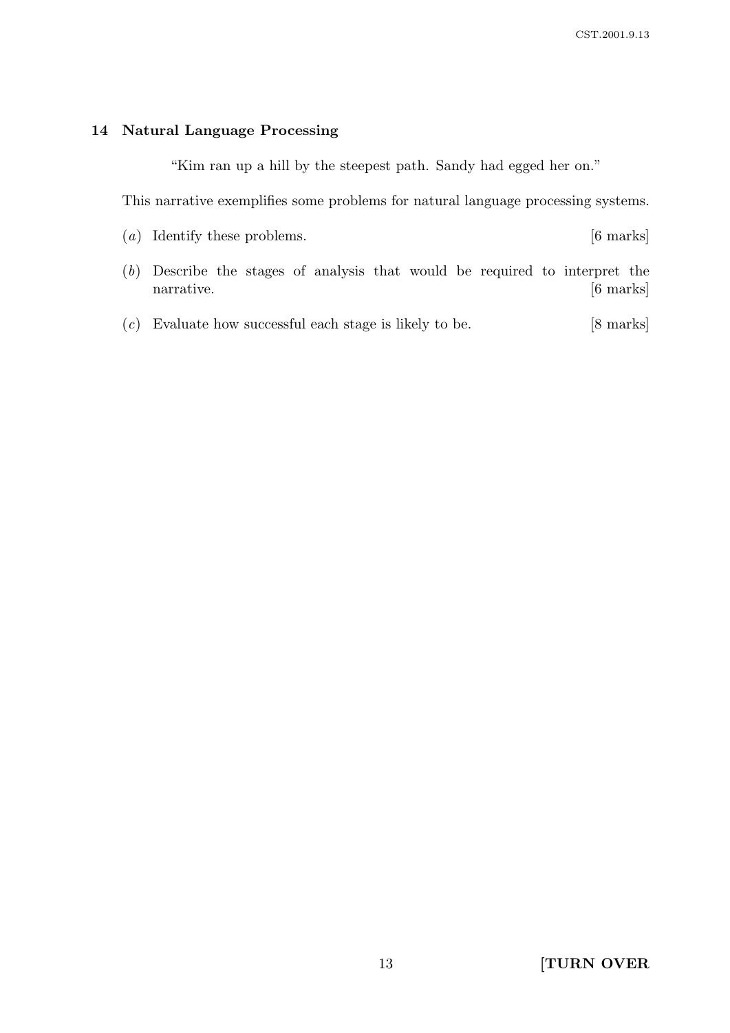## 14 Natural Language Processing

"Kim ran up a hill by the steepest path. Sandy had egged her on."

This narrative exemplifies some problems for natural language processing systems.

(*a*) Identify these problems. [6 marks]

(*b*) Describe the stages of analysis that would be required to interpret the narrative. [6 marks]

(*c*) Evaluate how successful each stage is likely to be. [8 marks]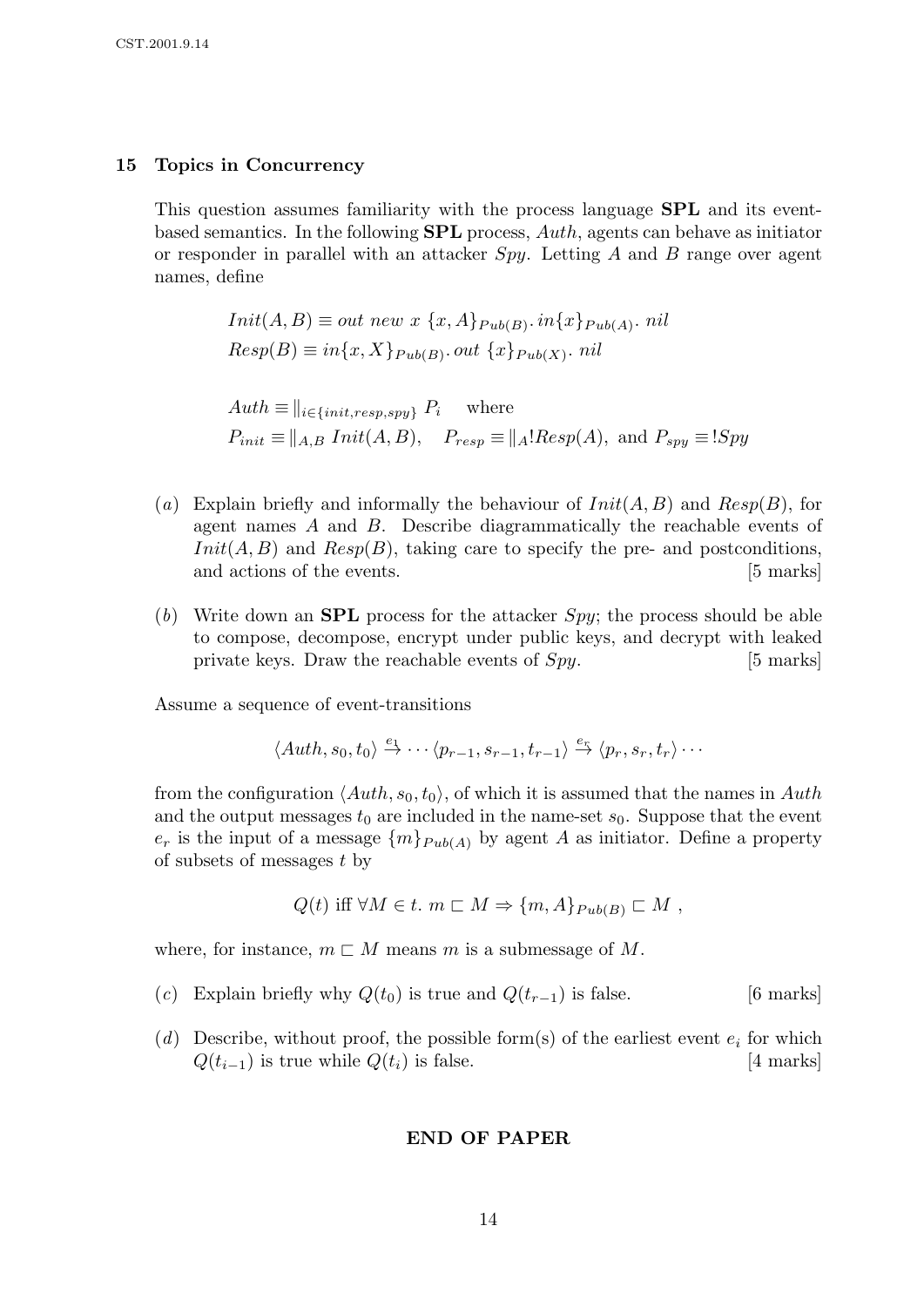## 15 Topics in Concurrency

This question assumes familiarity with the process language **SPL** and its event-based semantics. In the following **SPL** process, *Auth*, agents can behave as initiator or responder in parallel with an attacker *Spy*. Letting $A$ and $B$ range over agent names, define

$$Init(A, B) \equiv out\ new\ x\ \{x, A\}_{Pub(B)}.\ in\{x\}_{Pub(A)}.\ nil$$
$$Resp(B) \equiv in\{x, X\}_{Pub(B)}.\ out\ \{x\}_{Pub(X)}.\ nil$$

$$Auth \equiv \|_{i \in \{init, resp, spy\}}\ P_i \quad \text{where}$$
$$P_{init} \equiv \|_{A,B}\ Init(A, B), \quad P_{resp} \equiv \|_{A} !Resp(A), \text{ and } P_{spy} \equiv !Spy$$

(*a*) Explain briefly and informally the behaviour of $Init(A, B)$ and $Resp(B)$, for agent names $A$ and $B$. Describe diagrammatically the reachable events of $Init(A, B)$ and $Resp(B)$, taking care to specify the pre- and postconditions, and actions of the events. [5 marks]

(*b*) Write down an **SPL** process for the attacker *Spy*; the process should be able to compose, decompose, encrypt under public keys, and decrypt with leaked private keys. Draw the reachable events of *Spy*. [5 marks]

Assume a sequence of event-transitions

$$\langle Auth, s_0, t_0 \rangle \xrightarrow{e_1} \cdots \langle p_{r-1}, s_{r-1}, t_{r-1} \rangle \xrightarrow{e_r} \langle p_r, s_r, t_r \rangle \cdots$$

from the configuration $\langle Auth, s_0, t_0 \rangle$, of which it is assumed that the names in *Auth* and the output messages $t_0$ are included in the name-set $s_0$. Suppose that the event $e_r$ is the input of a message $\{m\}_{Pub(A)}$ by agent $A$ as initiator. Define a property of subsets of messages $t$ by

$$Q(t) \text{ iff } \forall M \in t.\ m \sqsubset M \Rightarrow \{m, A\}_{Pub(B)} \sqsubset M\ ,$$

where, for instance, $m \sqsubset M$ means $m$ is a submessage of $M$.

(*c*) Explain briefly why $Q(t_0)$ is true and $Q(t_{r-1})$ is false. [6 marks]

(*d*) Describe, without proof, the possible form(s) of the earliest event $e_i$ for which $Q(t_{i-1})$ is true while $Q(t_i)$ is false. [4 marks]

**END OF PAPER**